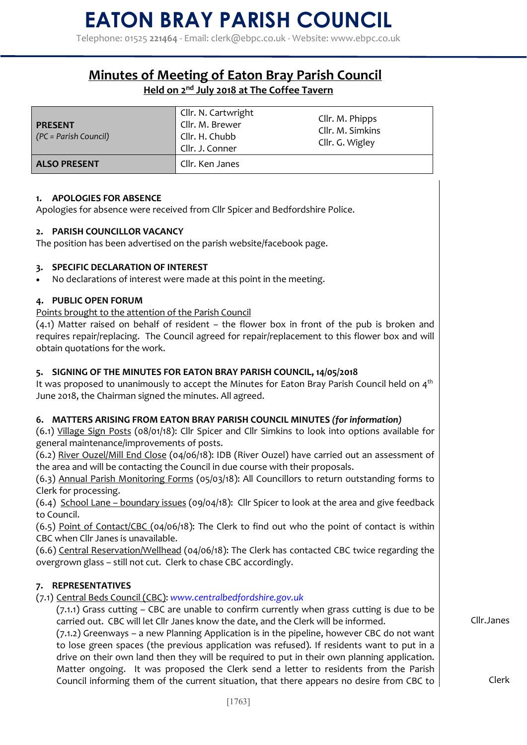# EATON BRAY PARISH COUNCIL

Telephone: 01525 **221464** - Email: clerk@ebpc.co.uk - Website: www.ebpc.co.uk

## Minutes of Meeting of Eaton Bray Parish Council

**Held on 2nd July 2018 at The Coffee Tavern**

| **PRESENT** *(PC = Parish Council)* | Cllr. N. Cartwright<br>Cllr. M. Brewer<br>Cllr. H. Chubb<br>Cllr. J. Conner | Cllr. M. Phipps<br>Cllr. M. Simkins<br>Cllr. G. Wigley |
|---|---|---|
| **ALSO PRESENT** | Cllr. Ken Janes | |

**1. APOLOGIES FOR ABSENCE**

Apologies for absence were received from Cllr Spicer and Bedfordshire Police.

**2. PARISH COUNCILLOR VACANCY**

The position has been advertised on the parish website/facebook page.

**3. SPECIFIC DECLARATION OF INTEREST**

- No declarations of interest were made at this point in the meeting.

**4. PUBLIC OPEN FORUM**

Points brought to the attention of the Parish Council

(4.1) Matter raised on behalf of resident – the flower box in front of the pub is broken and requires repair/replacing. The Council agreed for repair/replacement to this flower box and will obtain quotations for the work.

**5. SIGNING OF THE MINUTES FOR EATON BRAY PARISH COUNCIL, 14/05/2018**

It was proposed to unanimously to accept the Minutes for Eaton Bray Parish Council held on 4th June 2018, the Chairman signed the minutes. All agreed.

**6. MATTERS ARISING FROM EATON BRAY PARISH COUNCIL MINUTES *(for information)***

(6.1) Village Sign Posts (08/01/18): Cllr Spicer and Cllr Simkins to look into options available for general maintenance/improvements of posts.

(6.2) River Ouzel/Mill End Close (04/06/18): IDB (River Ouzel) have carried out an assessment of the area and will be contacting the Council in due course with their proposals.

(6.3) Annual Parish Monitoring Forms (05/03/18): All Councillors to return outstanding forms to Clerk for processing.

(6.4) School Lane – boundary issues (09/04/18): Cllr Spicer to look at the area and give feedback to Council.

(6.5) Point of Contact/CBC (04/06/18): The Clerk to find out who the point of contact is within CBC when Cllr Janes is unavailable.

(6.6) Central Reservation/Wellhead (04/06/18): The Clerk has contacted CBC twice regarding the overgrown glass – still not cut. Clerk to chase CBC accordingly.

**7. REPRESENTATIVES**

(7.1) Central Beds Council (CBC): *www.centralbedfordshire.gov.uk*

(7.1.1) Grass cutting – CBC are unable to confirm currently when grass cutting is due to be carried out. CBC will let Cllr Janes know the date, and the Clerk will be informed. — **Cllr.Janes**

(7.1.2) Greenways – a new Planning Application is in the pipeline, however CBC do not want to lose green spaces (the previous application was refused). If residents want to put in a drive on their own land then they will be required to put in their own planning application. Matter ongoing. It was proposed the Clerk send a letter to residents from the Parish Council informing them of the current situation, that there appears no desire from CBC to — **Clerk**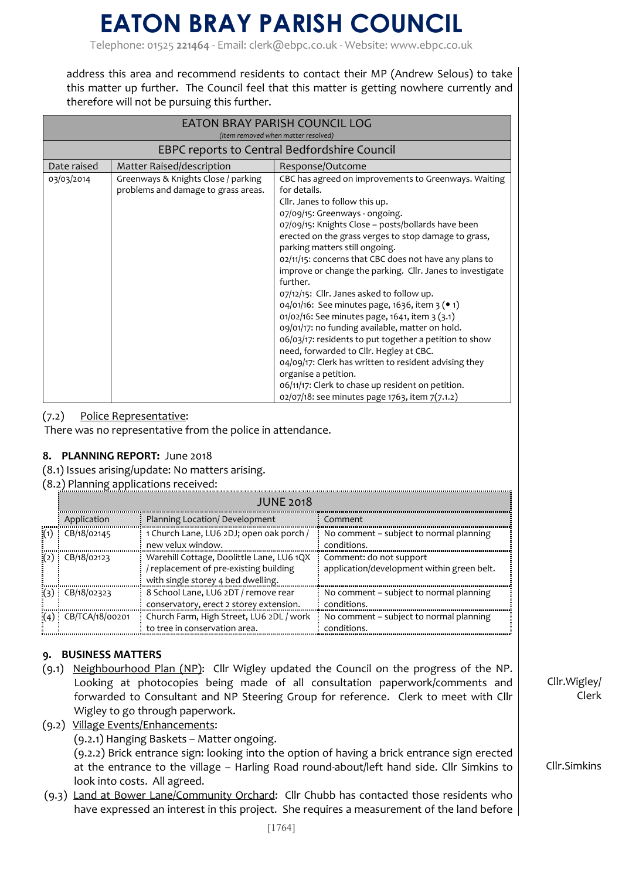address this area and recommend residents to contact their MP (Andrew Selous) to take this matter up further. The Council feel that this matter is getting nowhere currently and therefore will not be pursuing this further.

| EATON BRAY PARISH COUNCIL LOG *(item removed when matter resolved)* | | |
|---|---|---|
| EBPC reports to Central Bedfordshire Council | | |
| Date raised | Matter Raised/description | Response/Outcome |
| 03/03/2014 | Greenways & Knights Close / parking problems and damage to grass areas. | CBC has agreed on improvements to Greenways. Waiting for details.<br>Cllr. Janes to follow this up.<br>07/09/15: Greenways - ongoing.<br>07/09/15: Knights Close – posts/bollards have been erected on the grass verges to stop damage to grass, parking matters still ongoing.<br>02/11/15: concerns that CBC does not have any plans to improve or change the parking. Cllr. Janes to investigate further.<br>07/12/15: Cllr. Janes asked to follow up.<br>04/01/16: See minutes page, 1636, item 3 (• 1)<br>01/02/16: See minutes page, 1641, item 3 (3.1)<br>09/01/17: no funding available, matter on hold.<br>06/03/17: residents to put together a petition to show need, forwarded to Cllr. Hegley at CBC.<br>04/09/17: Clerk has written to resident advising they organise a petition.<br>06/11/17: Clerk to chase up resident on petition.<br>02/07/18: see minutes page 1763, item 7(7.1.2) |

(7.2) Police Representative:
There was no representative from the police in attendance.

**8. PLANNING REPORT:** June 2018

(8.1) Issues arising/update: No matters arising.

(8.2) Planning applications received:

| | JUNE 2018 | | |
|---|---|---|---|
| | Application | Planning Location/ Development | Comment |
| (1) | CB/18/02145 | 1 Church Lane, LU6 2DJ; open oak porch / new velux window. | No comment – subject to normal planning conditions. |
| (2) | CB/18/02123 | Warehill Cottage, Doolittle Lane, LU6 1QX / replacement of pre-existing building with single storey 4 bed dwelling. | Comment: do not support application/development within green belt. |
| (3) | CB/18/02323 | 8 School Lane, LU6 2DT / remove rear conservatory, erect 2 storey extension. | No comment – subject to normal planning conditions. |
| (4) | CB/TCA/18/00201 | Church Farm, High Street, LU6 2DL / work to tree in conservation area. | No comment – subject to normal planning conditions. |

**9. BUSINESS MATTERS**

(9.1) Neighbourhood Plan (NP): Cllr Wigley updated the Council on the progress of the NP. Looking at photocopies being made of all consultation paperwork/comments and forwarded to Consultant and NP Steering Group for reference. Clerk to meet with Cllr Wigley to go through paperwork. **Cllr.Wigley/ Clerk**

(9.2) Village Events/Enhancements:

(9.2.1) Hanging Baskets – Matter ongoing.

(9.2.2) Brick entrance sign: looking into the option of having a brick entrance sign erected at the entrance to the village – Harling Road round-about/left hand side. Cllr Simkins to look into costs. All agreed. **Cllr.Simkins**

(9.3) Land at Bower Lane/Community Orchard: Cllr Chubb has contacted those residents who have expressed an interest in this project. She requires a measurement of the land before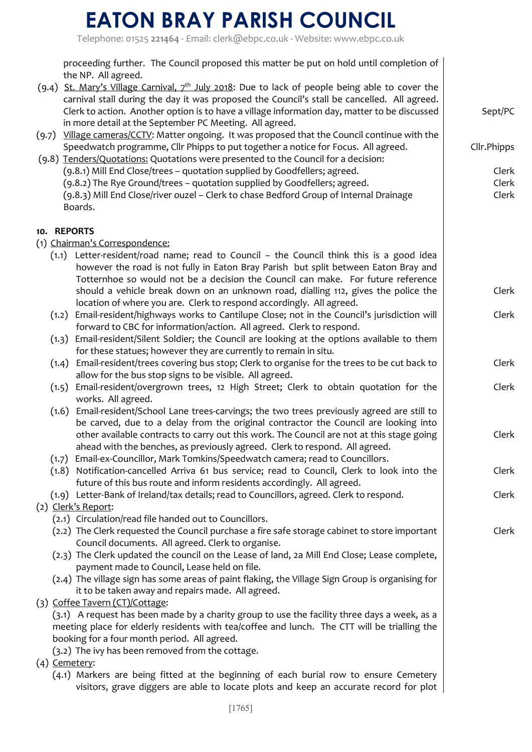proceeding further. The Council proposed this matter be put on hold until completion of the NP. All agreed.

(9.4) St. Mary's Village Carnival, 7th July 2018: Due to lack of people being able to cover the carnival stall during the day it was proposed the Council's stall be cancelled. All agreed. Clerk to action. Another option is to have a village information day, matter to be discussed in more detail at the September PC Meeting. All agreed. — Sept/PC

(9.7) Village cameras/CCTV: Matter ongoing. It was proposed that the Council continue with the Speedwatch programme, Cllr Phipps to put together a notice for Focus. All agreed. — Cllr.Phipps

(9.8) Tenders/Quotations: Quotations were presented to the Council for a decision:

- (9.8.1) Mill End Close/trees – quotation supplied by Goodfellers; agreed. — Clerk
- (9.8.2) The Rye Ground/trees – quotation supplied by Goodfellers; agreed. — Clerk
- (9.8.3) Mill End Close/river ouzel – Clerk to chase Bedford Group of Internal Drainage Boards. — Clerk

## 10. REPORTS

(1) Chairman's Correspondence:

- (1.1) Letter-resident/road name; read to Council – the Council think this is a good idea however the road is not fully in Eaton Bray Parish but split between Eaton Bray and Totternhoe so would not be a decision the Council can make. For future reference should a vehicle break down on an unknown road, dialling 112, gives the police the location of where you are. Clerk to respond accordingly. All agreed. — Clerk
- (1.2) Email-resident/highways works to Cantilupe Close; not in the Council's jurisdiction will forward to CBC for information/action. All agreed. Clerk to respond. — Clerk
- (1.3) Email-resident/Silent Soldier; the Council are looking at the options available to them for these statues; however they are currently to remain in situ.
- (1.4) Email-resident/trees covering bus stop; Clerk to organise for the trees to be cut back to allow for the bus stop signs to be visible. All agreed. — Clerk
- (1.5) Email-resident/overgrown trees, 12 High Street; Clerk to obtain quotation for the works. All agreed. — Clerk
- (1.6) Email-resident/School Lane trees-carvings; the two trees previously agreed are still to be carved, due to a delay from the original contractor the Council are looking into other available contracts to carry out this work. The Council are not at this stage going ahead with the benches, as previously agreed. Clerk to respond. All agreed. — Clerk
- (1.7) Email-ex-Councillor, Mark Tomkins/Speedwatch camera; read to Councillors.
- (1.8) Notification-cancelled Arriva 61 bus service; read to Council, Clerk to look into the future of this bus route and inform residents accordingly. All agreed. — Clerk
- (1.9) Letter-Bank of Ireland/tax details; read to Councillors, agreed. Clerk to respond. — Clerk

(2) Clerk's Report:

- (2.1) Circulation/read file handed out to Councillors.
- (2.2) The Clerk requested the Council purchase a fire safe storage cabinet to store important Council documents. All agreed. Clerk to organise. — Clerk
- (2.3) The Clerk updated the council on the Lease of land, 2a Mill End Close; Lease complete, payment made to Council, Lease held on file.
- (2.4) The village sign has some areas of paint flaking, the Village Sign Group is organising for it to be taken away and repairs made. All agreed.

(3) Coffee Tavern (CT)/Cottage:

- (3.1) A request has been made by a charity group to use the facility three days a week, as a meeting place for elderly residents with tea/coffee and lunch. The CTT will be trialling the booking for a four month period. All agreed.
- (3.2) The ivy has been removed from the cottage.

(4) Cemetery:

- (4.1) Markers are being fitted at the beginning of each burial row to ensure Cemetery visitors, grave diggers are able to locate plots and keep an accurate record for plot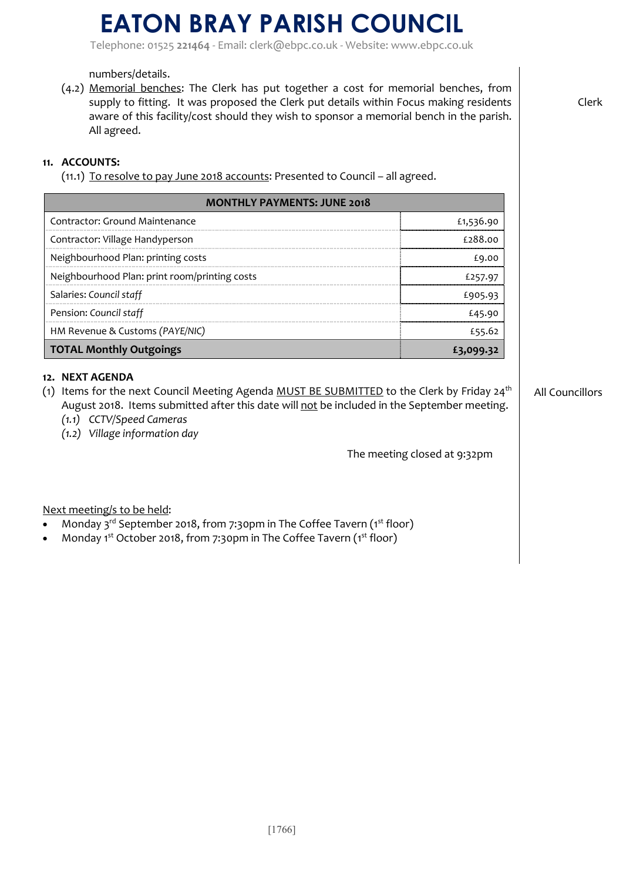numbers/details.

(4.2) Memorial benches: The Clerk has put together a cost for memorial benches, from supply to fitting. It was proposed the Clerk put details within Focus making residents aware of this facility/cost should they wish to sponsor a memorial bench in the parish. All agreed. — Clerk

**11. ACCOUNTS:**

(11.1) To resolve to pay June 2018 accounts: Presented to Council – all agreed.

| MONTHLY PAYMENTS: JUNE 2018 | |
|---|---|
| Contractor: Ground Maintenance | £1,536.90 |
| Contractor: Village Handyperson | £288.00 |
| Neighbourhood Plan: printing costs | £9.00 |
| Neighbourhood Plan: print room/printing costs | £257.97 |
| Salaries: *Council staff* | £905.93 |
| Pension: *Council staff* | £45.90 |
| HM Revenue & Customs *(PAYE/NIC)* | £55.62 |
| **TOTAL Monthly Outgoings** | **£3,099.32** |

**12. NEXT AGENDA**

(1) Items for the next Council Meeting Agenda MUST BE SUBMITTED to the Clerk by Friday 24th August 2018. Items submitted after this date will not be included in the September meeting. — All Councillors

*(1.1) CCTV/Speed Cameras*

*(1.2) Village information day*

The meeting closed at 9:32pm

Next meeting/s to be held:

- Monday 3rd September 2018, from 7:30pm in The Coffee Tavern (1st floor)
- Monday 1st October 2018, from 7:30pm in The Coffee Tavern (1st floor)